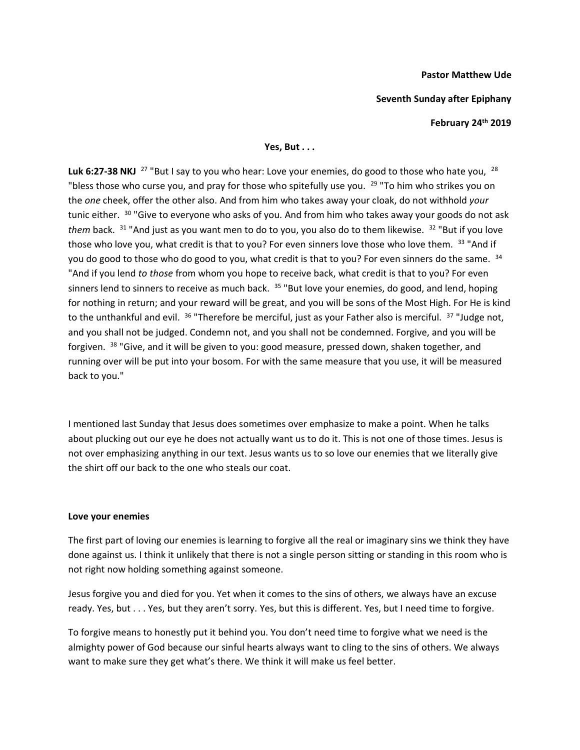**Pastor Matthew Ude**

**Seventh Sunday after Epiphany**

**February 24th 2019**

**Yes, But . . .**

**Luk 6:27-38 NKJ** [27] "But I say to you who hear: Love your enemies, do good to those who hate you, [28] "bless those who curse you, and pray for those who spitefully use you. [29] "To him who strikes you on the *one* cheek, offer the other also. And from him who takes away your cloak, do not withhold *your* tunic either. [30] "Give to everyone who asks of you. And from him who takes away your goods do not ask *them* back. [31] "And just as you want men to do to you, you also do to them likewise. [32] "But if you love those who love you, what credit is that to you? For even sinners love those who love them. [33] "And if you do good to those who do good to you, what credit is that to you? For even sinners do the same. [34] "And if you lend *to those* from whom you hope to receive back, what credit is that to you? For even sinners lend to sinners to receive as much back. [35] "But love your enemies, do good, and lend, hoping for nothing in return; and your reward will be great, and you will be sons of the Most High. For He is kind to the unthankful and evil. [36] "Therefore be merciful, just as your Father also is merciful. [37] "Judge not, and you shall not be judged. Condemn not, and you shall not be condemned. Forgive, and you will be forgiven. [38] "Give, and it will be given to you: good measure, pressed down, shaken together, and running over will be put into your bosom. For with the same measure that you use, it will be measured back to you."

I mentioned last Sunday that Jesus does sometimes over emphasize to make a point. When he talks about plucking out our eye he does not actually want us to do it. This is not one of those times. Jesus is not over emphasizing anything in our text. Jesus wants us to so love our enemies that we literally give the shirt off our back to the one who steals our coat.

**Love your enemies**

The first part of loving our enemies is learning to forgive all the real or imaginary sins we think they have done against us. I think it unlikely that there is not a single person sitting or standing in this room who is not right now holding something against someone.

Jesus forgive you and died for you. Yet when it comes to the sins of others, we always have an excuse ready. Yes, but . . . Yes, but they aren't sorry. Yes, but this is different. Yes, but I need time to forgive.

To forgive means to honestly put it behind you. You don't need time to forgive what we need is the almighty power of God because our sinful hearts always want to cling to the sins of others. We always want to make sure they get what's there. We think it will make us feel better.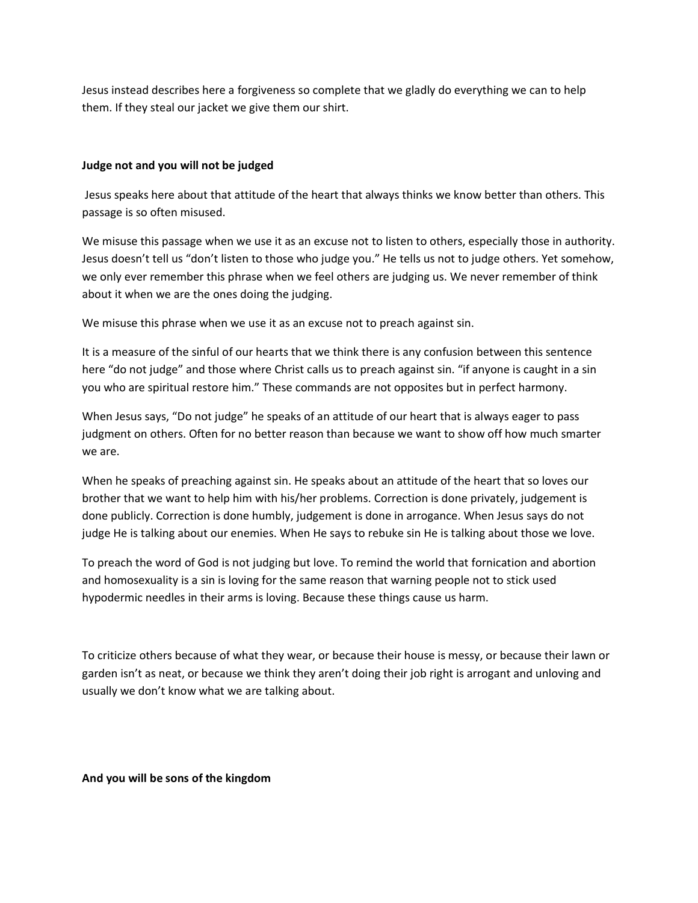Jesus instead describes here a forgiveness so complete that we gladly do everything we can to help them. If they steal our jacket we give them our shirt.

**Judge not and you will not be judged**

Jesus speaks here about that attitude of the heart that always thinks we know better than others. This passage is so often misused.

We misuse this passage when we use it as an excuse not to listen to others, especially those in authority. Jesus doesn't tell us "don't listen to those who judge you." He tells us not to judge others. Yet somehow, we only ever remember this phrase when we feel others are judging us. We never remember of think about it when we are the ones doing the judging.

We misuse this phrase when we use it as an excuse not to preach against sin.

It is a measure of the sinful of our hearts that we think there is any confusion between this sentence here "do not judge" and those where Christ calls us to preach against sin. "if anyone is caught in a sin you who are spiritual restore him." These commands are not opposites but in perfect harmony.

When Jesus says, "Do not judge" he speaks of an attitude of our heart that is always eager to pass judgment on others. Often for no better reason than because we want to show off how much smarter we are.

When he speaks of preaching against sin. He speaks about an attitude of the heart that so loves our brother that we want to help him with his/her problems. Correction is done privately, judgement is done publicly. Correction is done humbly, judgement is done in arrogance. When Jesus says do not judge He is talking about our enemies. When He says to rebuke sin He is talking about those we love.

To preach the word of God is not judging but love. To remind the world that fornication and abortion and homosexuality is a sin is loving for the same reason that warning people not to stick used hypodermic needles in their arms is loving. Because these things cause us harm.

To criticize others because of what they wear, or because their house is messy, or because their lawn or garden isn't as neat, or because we think they aren't doing their job right is arrogant and unloving and usually we don't know what we are talking about.

**And you will be sons of the kingdom**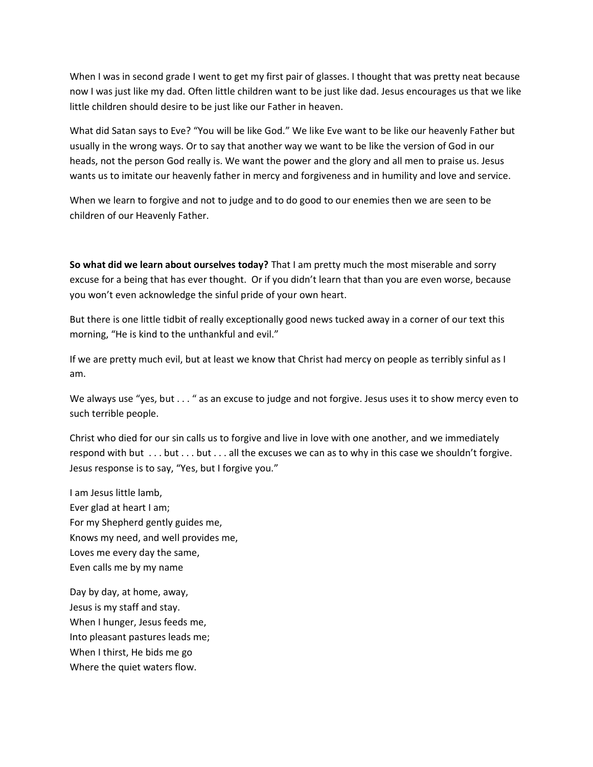When I was in second grade I went to get my first pair of glasses. I thought that was pretty neat because now I was just like my dad. Often little children want to be just like dad. Jesus encourages us that we like little children should desire to be just like our Father in heaven.

What did Satan says to Eve? "You will be like God." We like Eve want to be like our heavenly Father but usually in the wrong ways. Or to say that another way we want to be like the version of God in our heads, not the person God really is. We want the power and the glory and all men to praise us. Jesus wants us to imitate our heavenly father in mercy and forgiveness and in humility and love and service.

When we learn to forgive and not to judge and to do good to our enemies then we are seen to be children of our Heavenly Father.

**So what did we learn about ourselves today?** That I am pretty much the most miserable and sorry excuse for a being that has ever thought. Or if you didn't learn that than you are even worse, because you won't even acknowledge the sinful pride of your own heart.

But there is one little tidbit of really exceptionally good news tucked away in a corner of our text this morning, "He is kind to the unthankful and evil."

If we are pretty much evil, but at least we know that Christ had mercy on people as terribly sinful as I am.

We always use "yes, but . . . " as an excuse to judge and not forgive. Jesus uses it to show mercy even to such terrible people.

Christ who died for our sin calls us to forgive and live in love with one another, and we immediately respond with but . . . but . . . but . . . all the excuses we can as to why in this case we shouldn't forgive. Jesus response is to say, "Yes, but I forgive you."

I am Jesus little lamb,
Ever glad at heart I am;
For my Shepherd gently guides me,
Knows my need, and well provides me,
Loves me every day the same,
Even calls me by my name

Day by day, at home, away,
Jesus is my staff and stay.
When I hunger, Jesus feeds me,
Into pleasant pastures leads me;
When I thirst, He bids me go
Where the quiet waters flow.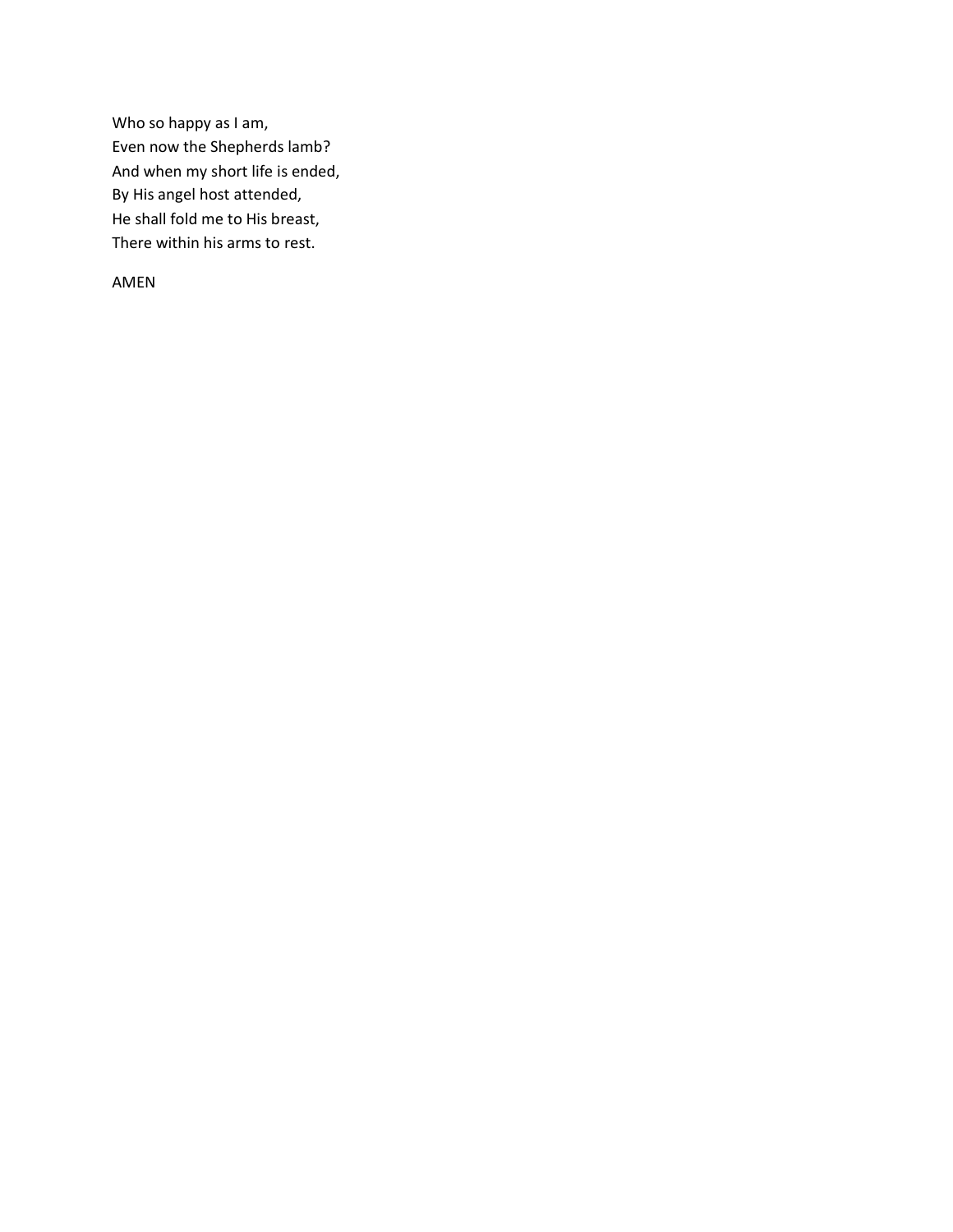Who so happy as I am,  
Even now the Shepherds lamb?  
And when my short life is ended,  
By His angel host attended,  
He shall fold me to His breast,  
There within his arms to rest.

AMEN